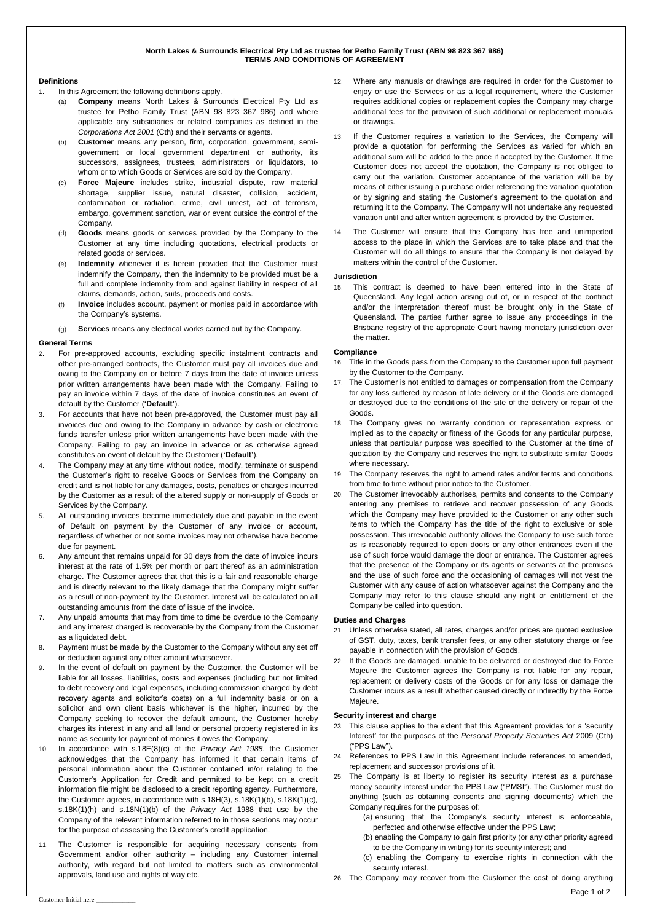**North Lakes & Surrounds Electrical Pty Ltd as trustee for Petho Family Trust (ABN 98 823 367 986)**
**TERMS AND CONDITIONS OF AGREEMENT**

### Definitions

1. In this Agreement the following definitions apply.
   (a) **Company** means North Lakes & Surrounds Electrical Pty Ltd as trustee for Petho Family Trust (ABN 98 823 367 986) and where applicable any subsidiaries or related companies as defined in the *Corporations Act 2001* (Cth) and their servants or agents.
   (b) **Customer** means any person, firm, corporation, government, semi-government or local government department or authority, its successors, assignees, trustees, administrators or liquidators, to whom or to which Goods or Services are sold by the Company.
   (c) **Force Majeure** includes strike, industrial dispute, raw material shortage, supplier issue, natural disaster, collision, accident, contamination or radiation, crime, civil unrest, act of terrorism, embargo, government sanction, war or event outside the control of the Company.
   (d) **Goods** means goods or services provided by the Company to the Customer at any time including quotations, electrical products or related goods or services.
   (e) **Indemnity** whenever it is herein provided that the Customer must indemnify the Company, then the indemnity to be provided must be a full and complete indemnity from and against liability in respect of all claims, demands, action, suits, proceeds and costs.
   (f) **Invoice** includes account, payment or monies paid in accordance with the Company's systems.
   (g) **Services** means any electrical works carried out by the Company.

### General Terms

2. For pre-approved accounts, excluding specific instalment contracts and other pre-arranged contracts, the Customer must pay all invoices due and owing to the Company on or before 7 days from the date of invoice unless prior written arrangements have been made with the Company. Failing to pay an invoice within 7 days of the date of invoice constitutes an event of default by the Customer (**'Default'**).
3. For accounts that have not been pre-approved, the Customer must pay all invoices due and owing to the Company in advance by cash or electronic funds transfer unless prior written arrangements have been made with the Company. Failing to pay an invoice in advance or as otherwise agreed constitutes an event of default by the Customer (**'Default'**).
4. The Company may at any time without notice, modify, terminate or suspend the Customer's right to receive Goods or Services from the Company on credit and is not liable for any damages, costs, penalties or charges incurred by the Customer as a result of the altered supply or non-supply of Goods or Services by the Company.
5. All outstanding invoices become immediately due and payable in the event of Default on payment by the Customer of any invoice or account, regardless of whether or not some invoices may not otherwise have become due for payment.
6. Any amount that remains unpaid for 30 days from the date of invoice incurs interest at the rate of 1.5% per month or part thereof as an administration charge. The Customer agrees that that this is a fair and reasonable charge and is directly relevant to the likely damage that the Company might suffer as a result of non-payment by the Customer. Interest will be calculated on all outstanding amounts from the date of issue of the invoice.
7. Any unpaid amounts that may from time to time be overdue to the Company and any interest charged is recoverable by the Company from the Customer as a liquidated debt.
8. Payment must be made by the Customer to the Company without any set off or deduction against any other amount whatsoever.
9. In the event of default on payment by the Customer, the Customer will be liable for all losses, liabilities, costs and expenses (including but not limited to debt recovery and legal expenses, including commission charged by debt recovery agents and solicitor's costs) on a full indemnity basis or on a solicitor and own client basis whichever is the higher, incurred by the Company seeking to recover the default amount, the Customer hereby charges its interest in any and all land or personal property registered in its name as security for payment of monies it owes the Company.
10. In accordance with s.18E(8)(c) of the *Privacy Act 1988*, the Customer acknowledges that the Company has informed it that certain items of personal information about the Customer contained in/or relating to the Customer's Application for Credit and permitted to be kept on a credit information file might be disclosed to a credit reporting agency. Furthermore, the Customer agrees, in accordance with s.18H(3), s.18K(1)(b), s.18K(1)(c), s.18K(1)(h) and s.18N(1)(b) of the *Privacy Act* 1988 that use by the Company of the relevant information referred to in those sections may occur for the purpose of assessing the Customer's credit application.
11. The Customer is responsible for acquiring necessary consents from Government and/or other authority – including any Customer internal authority, with regard but not limited to matters such as environmental approvals, land use and rights of way etc.
12. Where any manuals or drawings are required in order for the Customer to enjoy or use the Services or as a legal requirement, where the Customer requires additional copies or replacement copies the Company may charge additional fees for the provision of such additional or replacement manuals or drawings.
13. If the Customer requires a variation to the Services, the Company will provide a quotation for performing the Services as varied for which an additional sum will be added to the price if accepted by the Customer. If the Customer does not accept the quotation, the Company is not obliged to carry out the variation. Customer acceptance of the variation will be by means of either issuing a purchase order referencing the variation quotation or by signing and stating the Customer's agreement to the quotation and returning it to the Company. The Company will not undertake any requested variation until and after written agreement is provided by the Customer.
14. The Customer will ensure that the Company has free and unimpeded access to the place in which the Services are to take place and that the Customer will do all things to ensure that the Company is not delayed by matters within the control of the Customer.

### Jurisdiction

15. This contract is deemed to have been entered into in the State of Queensland. Any legal action arising out of, or in respect of the contract and/or the interpretation thereof must be brought only in the State of Queensland. The parties further agree to issue any proceedings in the Brisbane registry of the appropriate Court having monetary jurisdiction over the matter.

### Compliance

16. Title in the Goods pass from the Company to the Customer upon full payment by the Customer to the Company.
17. The Customer is not entitled to damages or compensation from the Company for any loss suffered by reason of late delivery or if the Goods are damaged or destroyed due to the conditions of the site of the delivery or repair of the Goods.
18. The Company gives no warranty condition or representation express or implied as to the capacity or fitness of the Goods for any particular purpose, unless that particular purpose was specified to the Customer at the time of quotation by the Company and reserves the right to substitute similar Goods where necessary.
19. The Company reserves the right to amend rates and/or terms and conditions from time to time without prior notice to the Customer.
20. The Customer irrevocably authorises, permits and consents to the Company entering any premises to retrieve and recover possession of any Goods which the Company may have provided to the Customer or any other such items to which the Company has the title of the right to exclusive or sole possession. This irrevocable authority allows the Company to use such force as is reasonably required to open doors or any other entrances even if the use of such force would damage the door or entrance. The Customer agrees that the presence of the Company or its agents or servants at the premises and the use of such force and the occasioning of damages will not vest the Customer with any cause of action whatsoever against the Company and the Company may refer to this clause should any right or entitlement of the Company be called into question.

### Duties and Charges

21. Unless otherwise stated, all rates, charges and/or prices are quoted exclusive of GST, duty, taxes, bank transfer fees, or any other statutory charge or fee payable in connection with the provision of Goods.
22. If the Goods are damaged, unable to be delivered or destroyed due to Force Majeure the Customer agrees the Company is not liable for any repair, replacement or delivery costs of the Goods or for any loss or damage the Customer incurs as a result whether caused directly or indirectly by the Force Majeure.

### Security interest and charge

23. This clause applies to the extent that this Agreement provides for a 'security Interest' for the purposes of the *Personal Property Securities Act* 2009 (Cth) ("PPS Law").
24. References to PPS Law in this Agreement include references to amended, replacement and successor provisions of it.
25. The Company is at liberty to register its security interest as a purchase money security interest under the PPS Law ("PMSI"). The Customer must do anything (such as obtaining consents and signing documents) which the Company requires for the purposes of:
    (a) ensuring that the Company's security interest is enforceable, perfected and otherwise effective under the PPS Law;
    (b) enabling the Company to gain first priority (or any other priority agreed to be the Company in writing) for its security interest; and
    (c) enabling the Company to exercise rights in connection with the security interest.
26. The Company may recover from the Customer the cost of doing anything

Customer Initial here ____________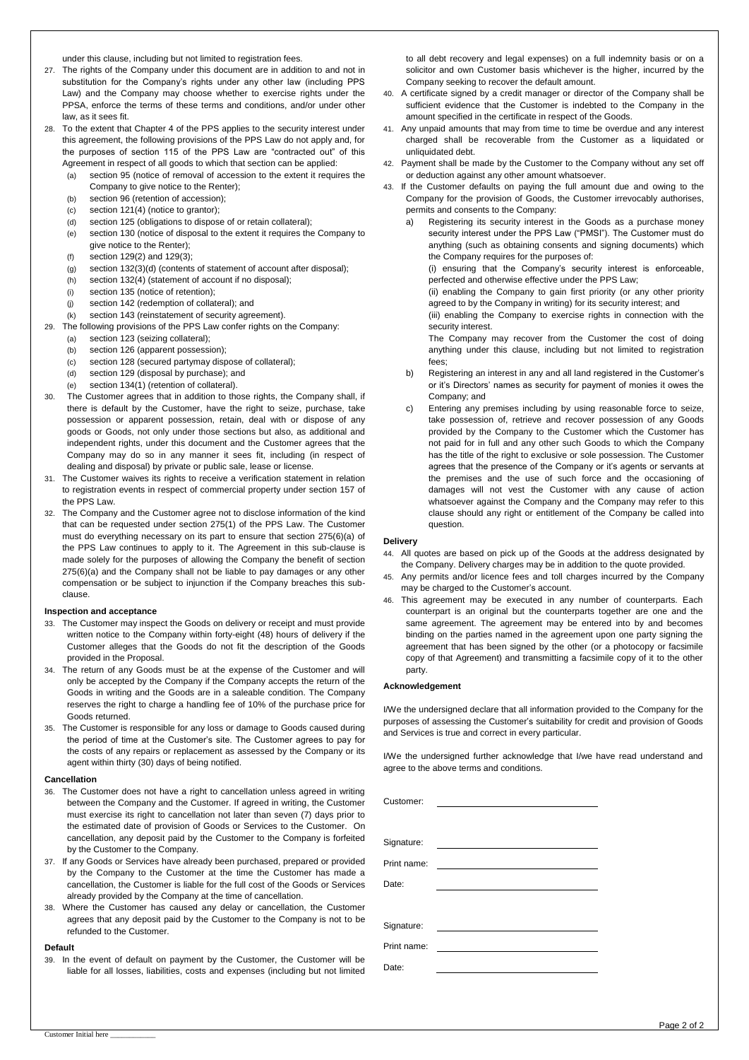under this clause, including but not limited to registration fees.

27. The rights of the Company under this document are in addition to and not in substitution for the Company's rights under any other law (including PPS Law) and the Company may choose whether to exercise rights under the PPSA, enforce the terms of these terms and conditions, and/or under other law, as it sees fit.
28. To the extent that Chapter 4 of the PPS applies to the security interest under this agreement, the following provisions of the PPS Law do not apply and, for the purposes of section 115 of the PPS Law are "contracted out" of this Agreement in respect of all goods to which that section can be applied:
    (a) section 95 (notice of removal of accession to the extent it requires the Company to give notice to the Renter);
    (b) section 96 (retention of accession);
    (c) section 121(4) (notice to grantor);
    (d) section 125 (obligations to dispose of or retain collateral);
    (e) section 130 (notice of disposal to the extent it requires the Company to give notice to the Renter);
    (f) section 129(2) and 129(3);
    (g) section 132(3)(d) (contents of statement of account after disposal);
    (h) section 132(4) (statement of account if no disposal);
    (i) section 135 (notice of retention);
    (j) section 142 (redemption of collateral); and
    (k) section 143 (reinstatement of security agreement).
29. The following provisions of the PPS Law confer rights on the Company:
    (a) section 123 (seizing collateral);
    (b) section 126 (apparent possession);
    (c) section 128 (secured partymay dispose of collateral);
    (d) section 129 (disposal by purchase); and
    (e) section 134(1) (retention of collateral).
30. The Customer agrees that in addition to those rights, the Company shall, if there is default by the Customer, have the right to seize, purchase, take possession or apparent possession, retain, deal with or dispose of any goods or Goods, not only under those sections but also, as additional and independent rights, under this document and the Customer agrees that the Company may do so in any manner it sees fit, including (in respect of dealing and disposal) by private or public sale, lease or license.
31. The Customer waives its rights to receive a verification statement in relation to registration events in respect of commercial property under section 157 of the PPS Law.
32. The Company and the Customer agree not to disclose information of the kind that can be requested under section 275(1) of the PPS Law. The Customer must do everything necessary on its part to ensure that section 275(6)(a) of the PPS Law continues to apply to it. The Agreement in this sub-clause is made solely for the purposes of allowing the Company the benefit of section 275(6)(a) and the Company shall not be liable to pay damages or any other compensation or be subject to injunction if the Company breaches this sub-clause.

### Inspection and acceptance

33. The Customer may inspect the Goods on delivery or receipt and must provide written notice to the Company within forty-eight (48) hours of delivery if the Customer alleges that the Goods do not fit the description of the Goods provided in the Proposal.
34. The return of any Goods must be at the expense of the Customer and will only be accepted by the Company if the Company accepts the return of the Goods in writing and the Goods are in a saleable condition. The Company reserves the right to charge a handling fee of 10% of the purchase price for Goods returned.
35. The Customer is responsible for any loss or damage to Goods caused during the period of time at the Customer's site. The Customer agrees to pay for the costs of any repairs or replacement as assessed by the Company or its agent within thirty (30) days of being notified.

### Cancellation

36. The Customer does not have a right to cancellation unless agreed in writing between the Company and the Customer. If agreed in writing, the Customer must exercise its right to cancellation not later than seven (7) days prior to the estimated date of provision of Goods or Services to the Customer. On cancellation, any deposit paid by the Customer to the Company is forfeited by the Customer to the Company.
37. If any Goods or Services have already been purchased, prepared or provided by the Company to the Customer at the time the Customer has made a cancellation, the Customer is liable for the full cost of the Goods or Services already provided by the Company at the time of cancellation.
38. Where the Customer has caused any delay or cancellation, the Customer agrees that any deposit paid by the Customer to the Company is not to be refunded to the Customer.

### Default

39. In the event of default on payment by the Customer, the Customer will be liable for all losses, liabilities, costs and expenses (including but not limited to all debt recovery and legal expenses) on a full indemnity basis or on a solicitor and own Customer basis whichever is the higher, incurred by the Company seeking to recover the default amount.
40. A certificate signed by a credit manager or director of the Company shall be sufficient evidence that the Customer is indebted to the Company in the amount specified in the certificate in respect of the Goods.
41. Any unpaid amounts that may from time to time be overdue and any interest charged shall be recoverable from the Customer as a liquidated or unliquidated debt.
42. Payment shall be made by the Customer to the Company without any set off or deduction against any other amount whatsoever.
43. If the Customer defaults on paying the full amount due and owing to the Company for the provision of Goods, the Customer irrevocably authorises, permits and consents to the Company:
    a) Registering its security interest in the Goods as a purchase money security interest under the PPS Law ("PMSI"). The Customer must do anything (such as obtaining consents and signing documents) which the Company requires for the purposes of:
       (i) ensuring that the Company's security interest is enforceable, perfected and otherwise effective under the PPS Law;
       (ii) enabling the Company to gain first priority (or any other priority agreed to by the Company in writing) for its security interest; and
       (iii) enabling the Company to exercise rights in connection with the security interest.
       The Company may recover from the Customer the cost of doing anything under this clause, including but not limited to registration fees;
    b) Registering an interest in any and all land registered in the Customer's or it's Directors' names as security for payment of monies it owes the Company; and
    c) Entering any premises including by using reasonable force to seize, take possession of, retrieve and recover possession of any Goods provided by the Company to the Customer which the Customer has not paid for in full and any other such Goods to which the Company has the title of the right to exclusive or sole possession. The Customer agrees that the presence of the Company or it's agents or servants at the premises and the use of such force and the occasioning of damages will not vest the Customer with any cause of action whatsoever against the Company and the Company may refer to this clause should any right or entitlement of the Company be called into question.

### Delivery

44. All quotes are based on pick up of the Goods at the address designated by the Company. Delivery charges may be in addition to the quote provided.
45. Any permits and/or licence fees and toll charges incurred by the Company may be charged to the Customer's account.
46. This agreement may be executed in any number of counterparts. Each counterpart is an original but the counterparts together are one and the same agreement. The agreement may be entered into by and becomes binding on the parties named in the agreement upon one party signing the agreement that has been signed by the other (or a photocopy or facsimile copy of that Agreement) and transmitting a facsimile copy of it to the other party.

### Acknowledgement

I/We the undersigned declare that all information provided to the Company for the purposes of assessing the Customer's suitability for credit and provision of Goods and Services is true and correct in every particular.

I/We the undersigned further acknowledge that I/we have read understand and agree to the above terms and conditions.

Customer: ____________________

Signature: ____________________

Print name: ____________________

Date: ____________________

Signature: ____________________

Print name: ____________________

Date: ____________________

Customer Initial here ___________